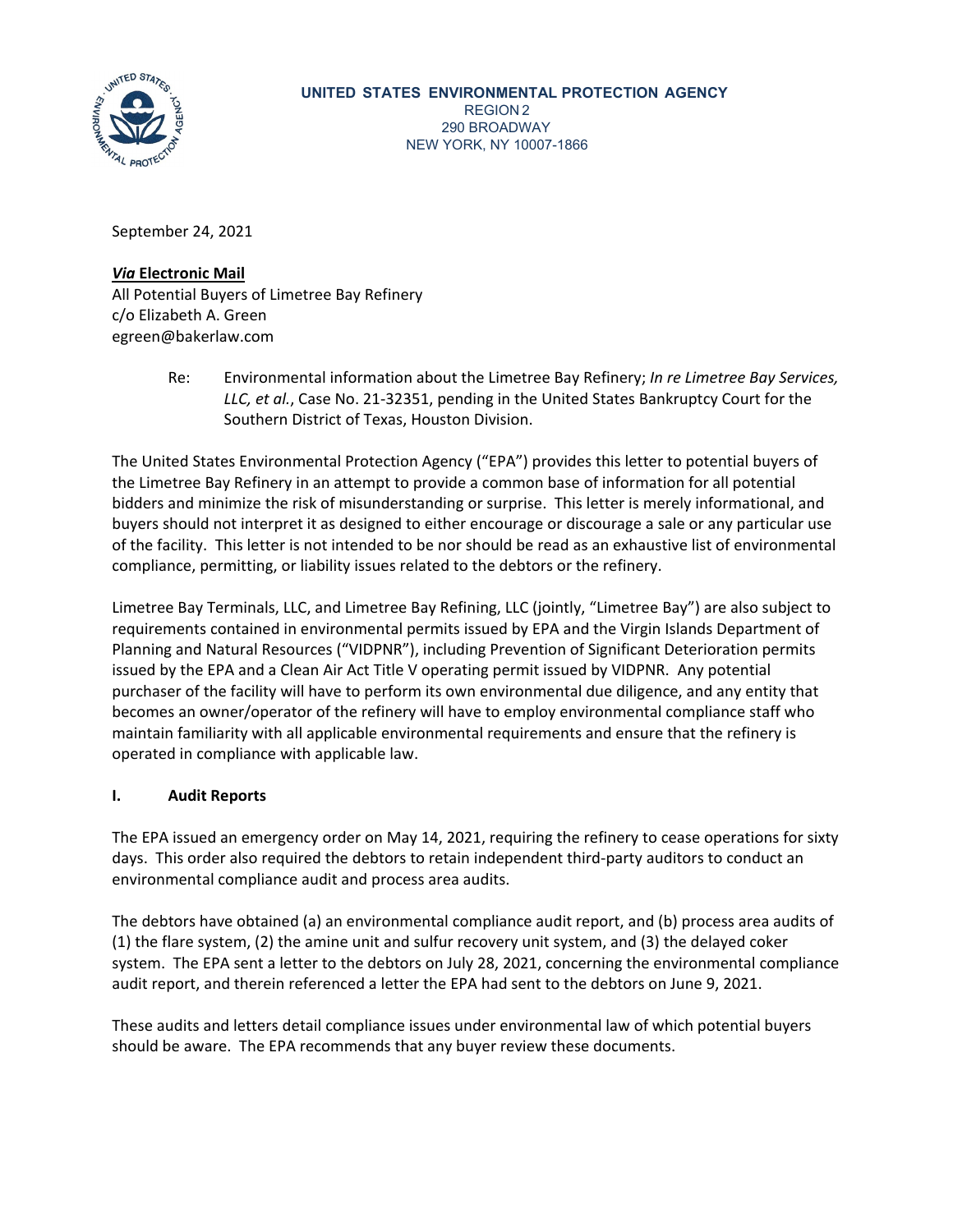**UNITED STATES ENVIRONMENTAL PROTECTION AGENCY**
REGION 2
290 BROADWAY
NEW YORK, NY 10007-1866

September 24, 2021

***Via* Electronic Mail**
All Potential Buyers of Limetree Bay Refinery
c/o Elizabeth A. Green
egreen@bakerlaw.com

Re: Environmental information about the Limetree Bay Refinery; *In re Limetree Bay Services, LLC, et al.*, Case No. 21-32351, pending in the United States Bankruptcy Court for the Southern District of Texas, Houston Division.

The United States Environmental Protection Agency ("EPA") provides this letter to potential buyers of the Limetree Bay Refinery in an attempt to provide a common base of information for all potential bidders and minimize the risk of misunderstanding or surprise. This letter is merely informational, and buyers should not interpret it as designed to either encourage or discourage a sale or any particular use of the facility. This letter is not intended to be nor should be read as an exhaustive list of environmental compliance, permitting, or liability issues related to the debtors or the refinery.

Limetree Bay Terminals, LLC, and Limetree Bay Refining, LLC (jointly, "Limetree Bay") are also subject to requirements contained in environmental permits issued by EPA and the Virgin Islands Department of Planning and Natural Resources ("VIDPNR"), including Prevention of Significant Deterioration permits issued by the EPA and a Clean Air Act Title V operating permit issued by VIDPNR. Any potential purchaser of the facility will have to perform its own environmental due diligence, and any entity that becomes an owner/operator of the refinery will have to employ environmental compliance staff who maintain familiarity with all applicable environmental requirements and ensure that the refinery is operated in compliance with applicable law.

## I. Audit Reports

The EPA issued an emergency order on May 14, 2021, requiring the refinery to cease operations for sixty days. This order also required the debtors to retain independent third-party auditors to conduct an environmental compliance audit and process area audits.

The debtors have obtained (a) an environmental compliance audit report, and (b) process area audits of (1) the flare system, (2) the amine unit and sulfur recovery unit system, and (3) the delayed coker system. The EPA sent a letter to the debtors on July 28, 2021, concerning the environmental compliance audit report, and therein referenced a letter the EPA had sent to the debtors on June 9, 2021.

These audits and letters detail compliance issues under environmental law of which potential buyers should be aware. The EPA recommends that any buyer review these documents.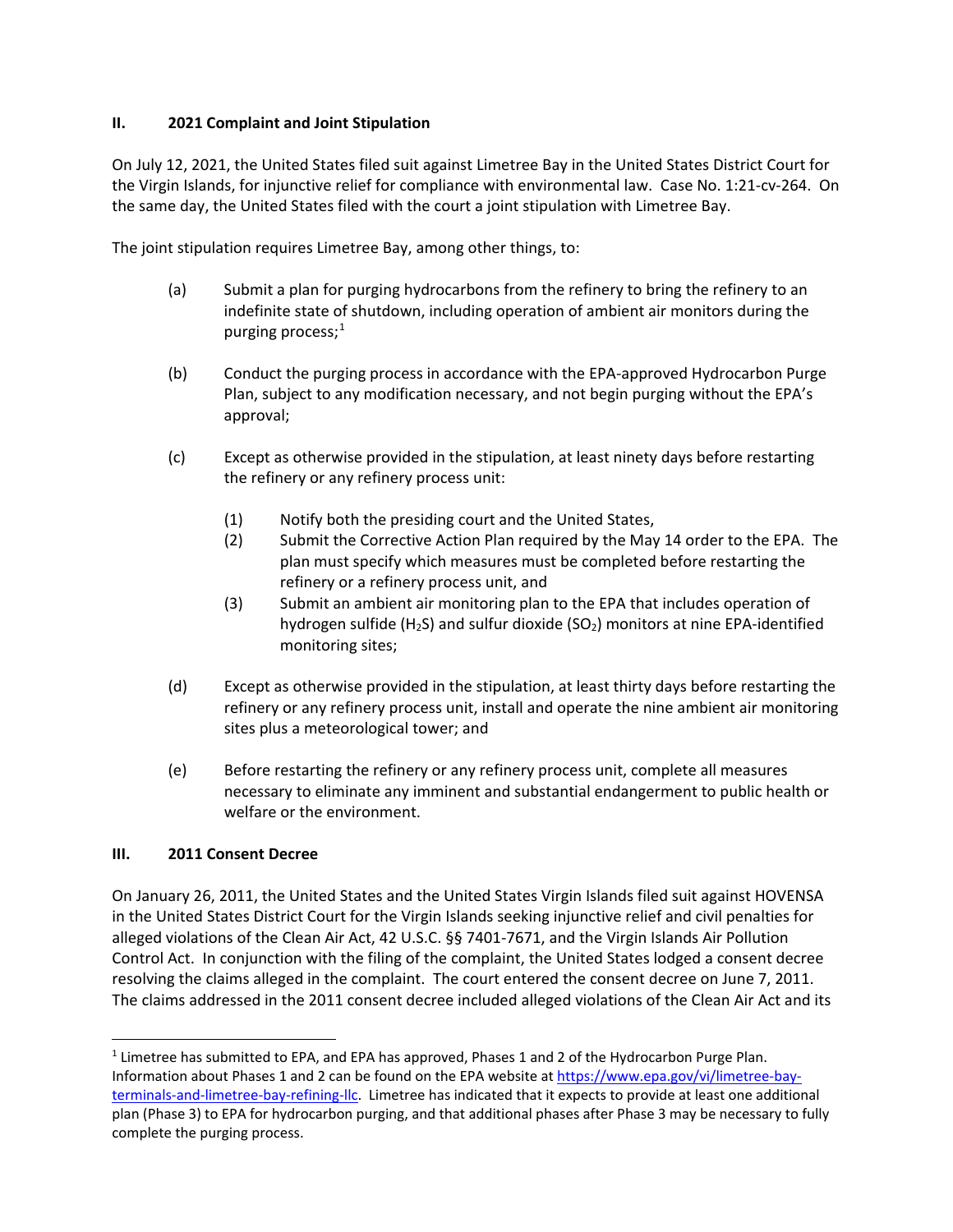## II. 2021 Complaint and Joint Stipulation

On July 12, 2021, the United States filed suit against Limetree Bay in the United States District Court for the Virgin Islands, for injunctive relief for compliance with environmental law. Case No. 1:21-cv-264. On the same day, the United States filed with the court a joint stipulation with Limetree Bay.

The joint stipulation requires Limetree Bay, among other things, to:

(a) Submit a plan for purging hydrocarbons from the refinery to bring the refinery to an indefinite state of shutdown, including operation of ambient air monitors during the purging process;[1]

(b) Conduct the purging process in accordance with the EPA-approved Hydrocarbon Purge Plan, subject to any modification necessary, and not begin purging without the EPA's approval;

(c) Except as otherwise provided in the stipulation, at least ninety days before restarting the refinery or any refinery process unit:

  (1) Notify both the presiding court and the United States,
  (2) Submit the Corrective Action Plan required by the May 14 order to the EPA. The plan must specify which measures must be completed before restarting the refinery or a refinery process unit, and
  (3) Submit an ambient air monitoring plan to the EPA that includes operation of hydrogen sulfide ($H_2S$) and sulfur dioxide ($SO_2$) monitors at nine EPA-identified monitoring sites;

(d) Except as otherwise provided in the stipulation, at least thirty days before restarting the refinery or any refinery process unit, install and operate the nine ambient air monitoring sites plus a meteorological tower; and

(e) Before restarting the refinery or any refinery process unit, complete all measures necessary to eliminate any imminent and substantial endangerment to public health or welfare or the environment.

## III. 2011 Consent Decree

On January 26, 2011, the United States and the United States Virgin Islands filed suit against HOVENSA in the United States District Court for the Virgin Islands seeking injunctive relief and civil penalties for alleged violations of the Clean Air Act, 42 U.S.C. §§ 7401-7671, and the Virgin Islands Air Pollution Control Act. In conjunction with the filing of the complaint, the United States lodged a consent decree resolving the claims alleged in the complaint. The court entered the consent decree on June 7, 2011. The claims addressed in the 2011 consent decree included alleged violations of the Clean Air Act and its

---

[1] Limetree has submitted to EPA, and EPA has approved, Phases 1 and 2 of the Hydrocarbon Purge Plan. Information about Phases 1 and 2 can be found on the EPA website at https://www.epa.gov/vi/limetree-bay-terminals-and-limetree-bay-refining-llc. Limetree has indicated that it expects to provide at least one additional plan (Phase 3) to EPA for hydrocarbon purging, and that additional phases after Phase 3 may be necessary to fully complete the purging process.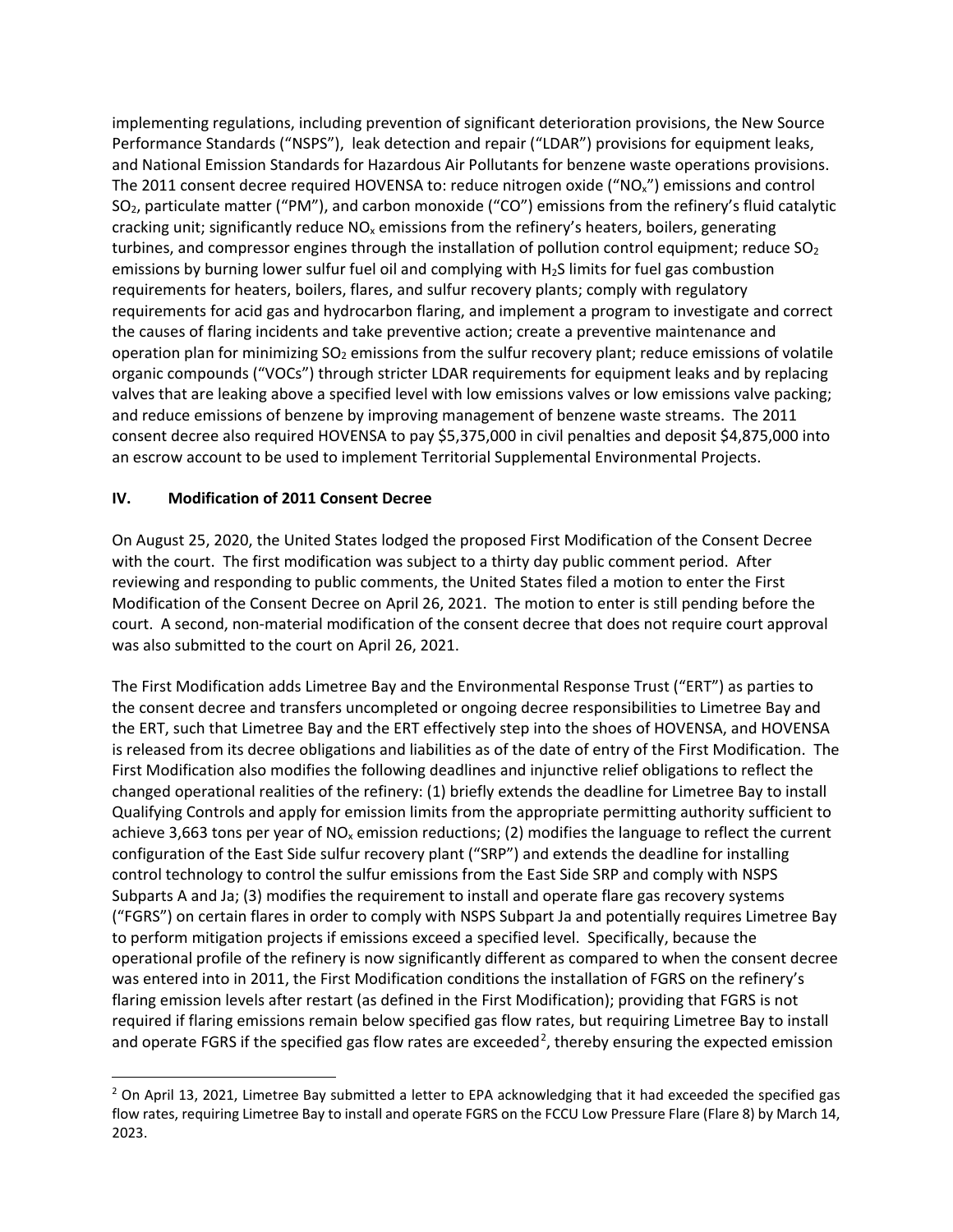implementing regulations, including prevention of significant deterioration provisions, the New Source Performance Standards ("NSPS"), leak detection and repair ("LDAR") provisions for equipment leaks, and National Emission Standards for Hazardous Air Pollutants for benzene waste operations provisions. The 2011 consent decree required HOVENSA to: reduce nitrogen oxide ("$NO_x$") emissions and control $SO_2$, particulate matter ("PM"), and carbon monoxide ("CO") emissions from the refinery's fluid catalytic cracking unit; significantly reduce $NO_x$ emissions from the refinery's heaters, boilers, generating turbines, and compressor engines through the installation of pollution control equipment; reduce $SO_2$ emissions by burning lower sulfur fuel oil and complying with $H_2S$ limits for fuel gas combustion requirements for heaters, boilers, flares, and sulfur recovery plants; comply with regulatory requirements for acid gas and hydrocarbon flaring, and implement a program to investigate and correct the causes of flaring incidents and take preventive action; create a preventive maintenance and operation plan for minimizing $SO_2$ emissions from the sulfur recovery plant; reduce emissions of volatile organic compounds ("VOCs") through stricter LDAR requirements for equipment leaks and by replacing valves that are leaking above a specified level with low emissions valves or low emissions valve packing; and reduce emissions of benzene by improving management of benzene waste streams. The 2011 consent decree also required HOVENSA to pay $5,375,000 in civil penalties and deposit $4,875,000 into an escrow account to be used to implement Territorial Supplemental Environmental Projects.

## IV. Modification of 2011 Consent Decree

On August 25, 2020, the United States lodged the proposed First Modification of the Consent Decree with the court. The first modification was subject to a thirty day public comment period. After reviewing and responding to public comments, the United States filed a motion to enter the First Modification of the Consent Decree on April 26, 2021. The motion to enter is still pending before the court. A second, non-material modification of the consent decree that does not require court approval was also submitted to the court on April 26, 2021.

The First Modification adds Limetree Bay and the Environmental Response Trust ("ERT") as parties to the consent decree and transfers uncompleted or ongoing decree responsibilities to Limetree Bay and the ERT, such that Limetree Bay and the ERT effectively step into the shoes of HOVENSA, and HOVENSA is released from its decree obligations and liabilities as of the date of entry of the First Modification. The First Modification also modifies the following deadlines and injunctive relief obligations to reflect the changed operational realities of the refinery: (1) briefly extends the deadline for Limetree Bay to install Qualifying Controls and apply for emission limits from the appropriate permitting authority sufficient to achieve 3,663 tons per year of $NO_x$ emission reductions; (2) modifies the language to reflect the current configuration of the East Side sulfur recovery plant ("SRP") and extends the deadline for installing control technology to control the sulfur emissions from the East Side SRP and comply with NSPS Subparts A and Ja; (3) modifies the requirement to install and operate flare gas recovery systems ("FGRS") on certain flares in order to comply with NSPS Subpart Ja and potentially requires Limetree Bay to perform mitigation projects if emissions exceed a specified level. Specifically, because the operational profile of the refinery is now significantly different as compared to when the consent decree was entered into in 2011, the First Modification conditions the installation of FGRS on the refinery's flaring emission levels after restart (as defined in the First Modification); providing that FGRS is not required if flaring emissions remain below specified gas flow rates, but requiring Limetree Bay to install and operate FGRS if the specified gas flow rates are exceeded[2], thereby ensuring the expected emission

[2] On April 13, 2021, Limetree Bay submitted a letter to EPA acknowledging that it had exceeded the specified gas flow rates, requiring Limetree Bay to install and operate FGRS on the FCCU Low Pressure Flare (Flare 8) by March 14, 2023.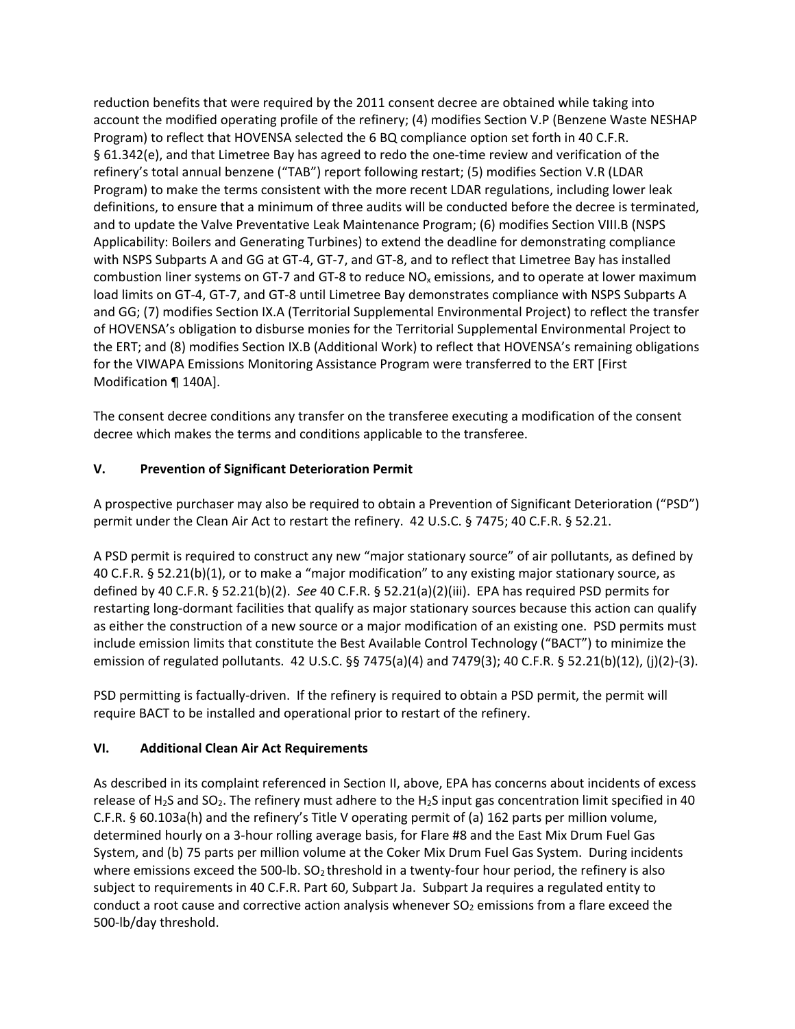reduction benefits that were required by the 2011 consent decree are obtained while taking into account the modified operating profile of the refinery; (4) modifies Section V.P (Benzene Waste NESHAP Program) to reflect that HOVENSA selected the 6 BQ compliance option set forth in 40 C.F.R. § 61.342(e), and that Limetree Bay has agreed to redo the one-time review and verification of the refinery's total annual benzene ("TAB") report following restart; (5) modifies Section V.R (LDAR Program) to make the terms consistent with the more recent LDAR regulations, including lower leak definitions, to ensure that a minimum of three audits will be conducted before the decree is terminated, and to update the Valve Preventative Leak Maintenance Program; (6) modifies Section VIII.B (NSPS Applicability: Boilers and Generating Turbines) to extend the deadline for demonstrating compliance with NSPS Subparts A and GG at GT-4, GT-7, and GT-8, and to reflect that Limetree Bay has installed combustion liner systems on GT-7 and GT-8 to reduce $NO_x$ emissions, and to operate at lower maximum load limits on GT-4, GT-7, and GT-8 until Limetree Bay demonstrates compliance with NSPS Subparts A and GG; (7) modifies Section IX.A (Territorial Supplemental Environmental Project) to reflect the transfer of HOVENSA's obligation to disburse monies for the Territorial Supplemental Environmental Project to the ERT; and (8) modifies Section IX.B (Additional Work) to reflect that HOVENSA's remaining obligations for the VIWAPA Emissions Monitoring Assistance Program were transferred to the ERT [First Modification ¶ 140A].

The consent decree conditions any transfer on the transferee executing a modification of the consent decree which makes the terms and conditions applicable to the transferee.

## V. Prevention of Significant Deterioration Permit

A prospective purchaser may also be required to obtain a Prevention of Significant Deterioration ("PSD") permit under the Clean Air Act to restart the refinery. 42 U.S.C. § 7475; 40 C.F.R. § 52.21.

A PSD permit is required to construct any new "major stationary source" of air pollutants, as defined by 40 C.F.R. § 52.21(b)(1), or to make a "major modification" to any existing major stationary source, as defined by 40 C.F.R. § 52.21(b)(2). *See* 40 C.F.R. § 52.21(a)(2)(iii). EPA has required PSD permits for restarting long-dormant facilities that qualify as major stationary sources because this action can qualify as either the construction of a new source or a major modification of an existing one. PSD permits must include emission limits that constitute the Best Available Control Technology ("BACT") to minimize the emission of regulated pollutants. 42 U.S.C. §§ 7475(a)(4) and 7479(3); 40 C.F.R. § 52.21(b)(12), (j)(2)-(3).

PSD permitting is factually-driven. If the refinery is required to obtain a PSD permit, the permit will require BACT to be installed and operational prior to restart of the refinery.

## VI. Additional Clean Air Act Requirements

As described in its complaint referenced in Section II, above, EPA has concerns about incidents of excess release of $H_2S$ and $SO_2$. The refinery must adhere to the $H_2S$ input gas concentration limit specified in 40 C.F.R. § 60.103a(h) and the refinery's Title V operating permit of (a) 162 parts per million volume, determined hourly on a 3-hour rolling average basis, for Flare #8 and the East Mix Drum Fuel Gas System, and (b) 75 parts per million volume at the Coker Mix Drum Fuel Gas System. During incidents where emissions exceed the 500-lb. $SO_2$ threshold in a twenty-four hour period, the refinery is also subject to requirements in 40 C.F.R. Part 60, Subpart Ja. Subpart Ja requires a regulated entity to conduct a root cause and corrective action analysis whenever $SO_2$ emissions from a flare exceed the 500-lb/day threshold.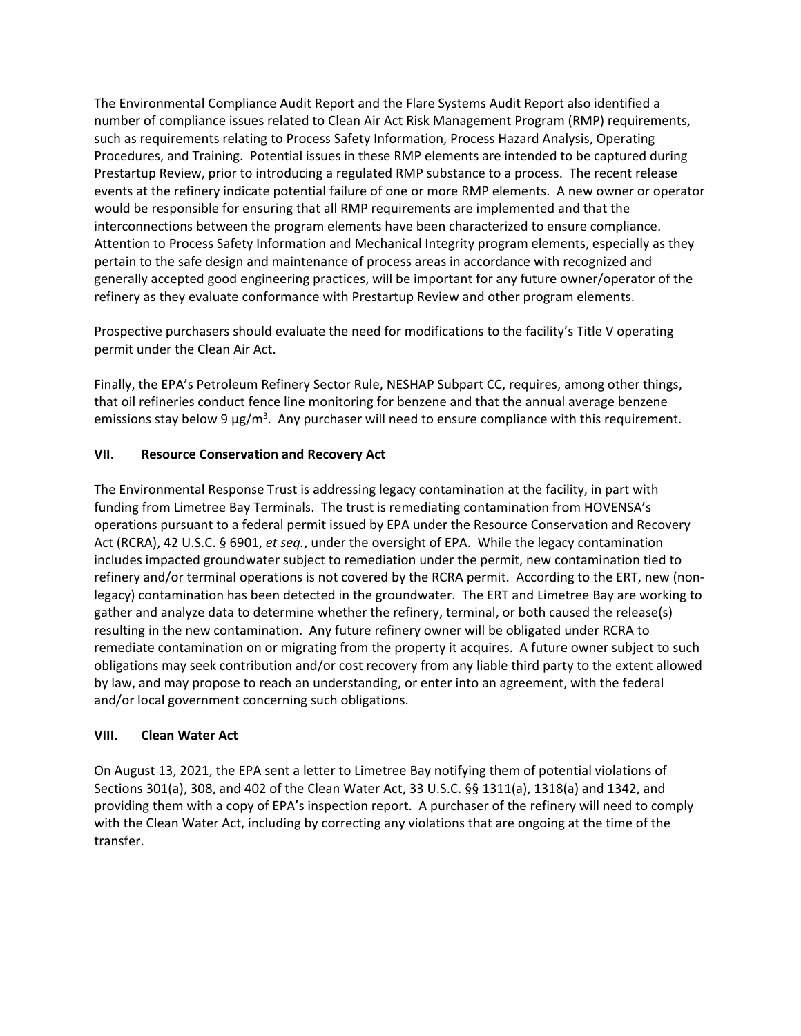The Environmental Compliance Audit Report and the Flare Systems Audit Report also identified a number of compliance issues related to Clean Air Act Risk Management Program (RMP) requirements, such as requirements relating to Process Safety Information, Process Hazard Analysis, Operating Procedures, and Training. Potential issues in these RMP elements are intended to be captured during Prestartup Review, prior to introducing a regulated RMP substance to a process. The recent release events at the refinery indicate potential failure of one or more RMP elements. A new owner or operator would be responsible for ensuring that all RMP requirements are implemented and that the interconnections between the program elements have been characterized to ensure compliance. Attention to Process Safety Information and Mechanical Integrity program elements, especially as they pertain to the safe design and maintenance of process areas in accordance with recognized and generally accepted good engineering practices, will be important for any future owner/operator of the refinery as they evaluate conformance with Prestartup Review and other program elements.

Prospective purchasers should evaluate the need for modifications to the facility's Title V operating permit under the Clean Air Act.

Finally, the EPA's Petroleum Refinery Sector Rule, NESHAP Subpart CC, requires, among other things, that oil refineries conduct fence line monitoring for benzene and that the annual average benzene emissions stay below 9 $\mu g/m^3$. Any purchaser will need to ensure compliance with this requirement.

## VII. Resource Conservation and Recovery Act

The Environmental Response Trust is addressing legacy contamination at the facility, in part with funding from Limetree Bay Terminals. The trust is remediating contamination from HOVENSA's operations pursuant to a federal permit issued by EPA under the Resource Conservation and Recovery Act (RCRA), 42 U.S.C. § 6901, *et seq.*, under the oversight of EPA. While the legacy contamination includes impacted groundwater subject to remediation under the permit, new contamination tied to refinery and/or terminal operations is not covered by the RCRA permit. According to the ERT, new (non-legacy) contamination has been detected in the groundwater. The ERT and Limetree Bay are working to gather and analyze data to determine whether the refinery, terminal, or both caused the release(s) resulting in the new contamination. Any future refinery owner will be obligated under RCRA to remediate contamination on or migrating from the property it acquires. A future owner subject to such obligations may seek contribution and/or cost recovery from any liable third party to the extent allowed by law, and may propose to reach an understanding, or enter into an agreement, with the federal and/or local government concerning such obligations.

## VIII. Clean Water Act

On August 13, 2021, the EPA sent a letter to Limetree Bay notifying them of potential violations of Sections 301(a), 308, and 402 of the Clean Water Act, 33 U.S.C. §§ 1311(a), 1318(a) and 1342, and providing them with a copy of EPA's inspection report. A purchaser of the refinery will need to comply with the Clean Water Act, including by correcting any violations that are ongoing at the time of the transfer.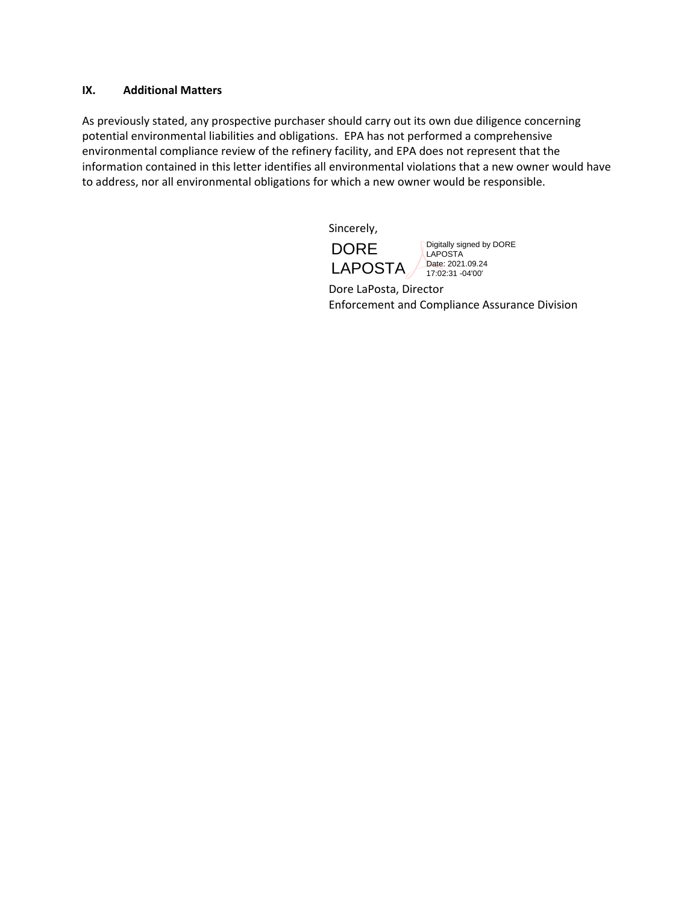## IX. Additional Matters

As previously stated, any prospective purchaser should carry out its own due diligence concerning potential environmental liabilities and obligations. EPA has not performed a comprehensive environmental compliance review of the refinery facility, and EPA does not represent that the information contained in this letter identifies all environmental violations that a new owner would have to address, nor all environmental obligations for which a new owner would be responsible.

Sincerely,

DORE LAPOSTA

Digitally signed by DORE LAPOSTA
Date: 2021.09.24 17:02:31 -04'00'

Dore LaPosta, Director
Enforcement and Compliance Assurance Division